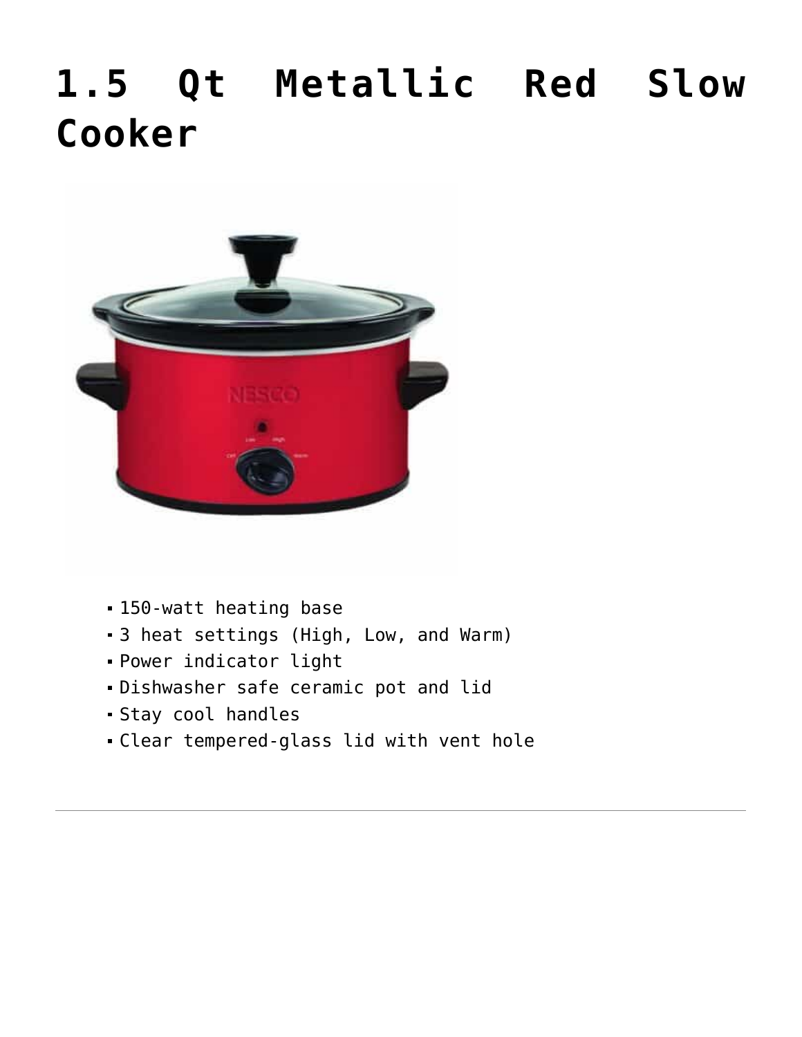# 1.5 Qt Metallic Red Slow Cooker

- 150-watt heating base
- 3 heat settings (High, Low, and Warm)
- Power indicator light
- Dishwasher safe ceramic pot and lid
- Stay cool handles
- Clear tempered-glass lid with vent hole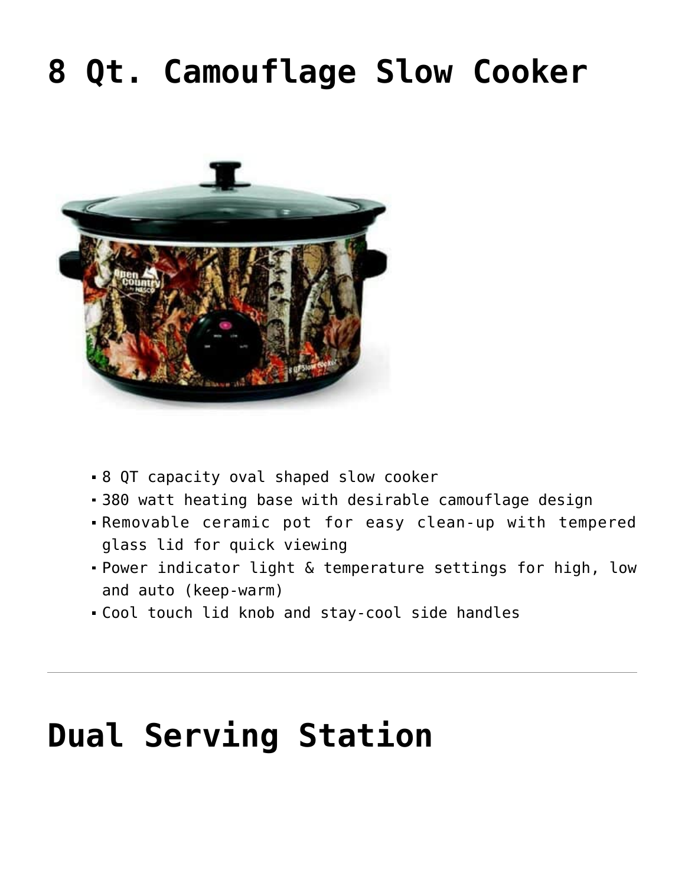# 8 Qt. Camouflage Slow Cooker

- 8 QT capacity oval shaped slow cooker
- 380 watt heating base with desirable camouflage design
- Removable ceramic pot for easy clean-up with tempered glass lid for quick viewing
- Power indicator light & temperature settings for high, low and auto (keep-warm)
- Cool touch lid knob and stay-cool side handles

---

# Dual Serving Station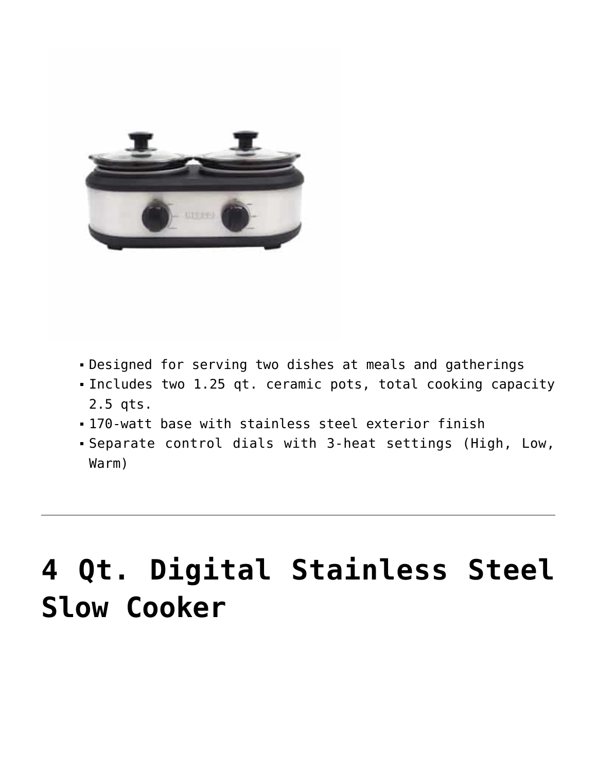- Designed for serving two dishes at meals and gatherings
- Includes two 1.25 qt. ceramic pots, total cooking capacity 2.5 qts.
- 170-watt base with stainless steel exterior finish
- Separate control dials with 3-heat settings (High, Low, Warm)

---

# 4 Qt. Digital Stainless Steel Slow Cooker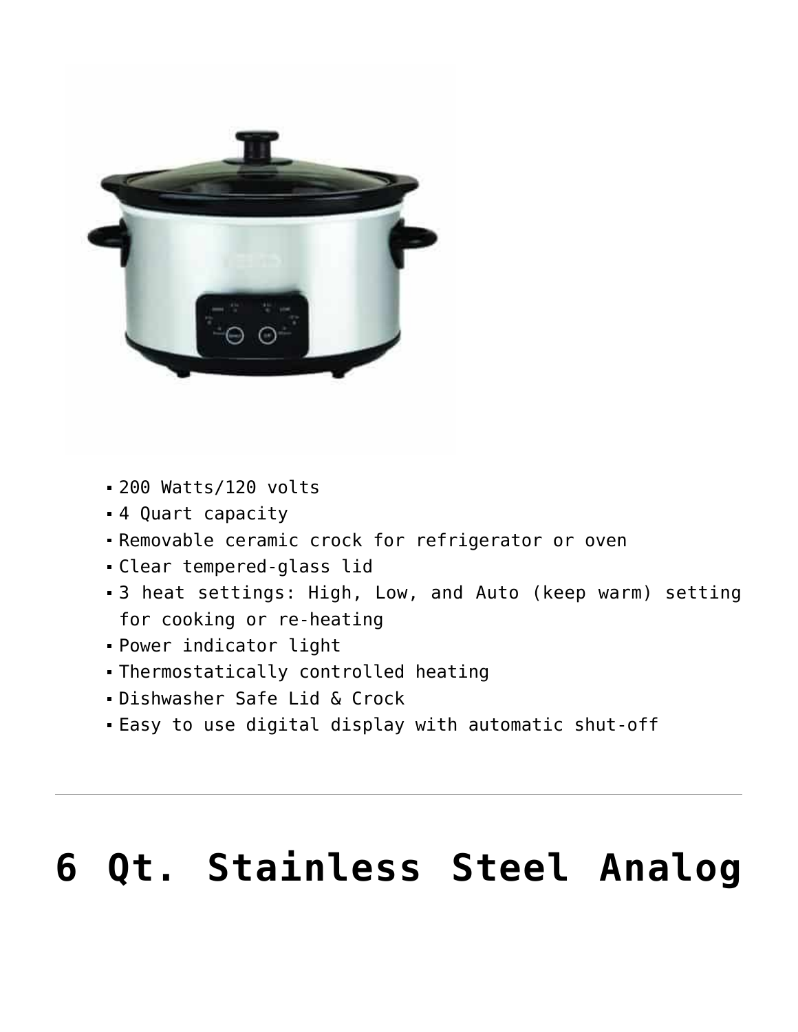- 200 Watts/120 volts
- 4 Quart capacity
- Removable ceramic crock for refrigerator or oven
- Clear tempered-glass lid
- 3 heat settings: High, Low, and Auto (keep warm) setting for cooking or re-heating
- Power indicator light
- Thermostatically controlled heating
- Dishwasher Safe Lid & Crock
- Easy to use digital display with automatic shut-off

---

# 6 Qt. Stainless Steel Analog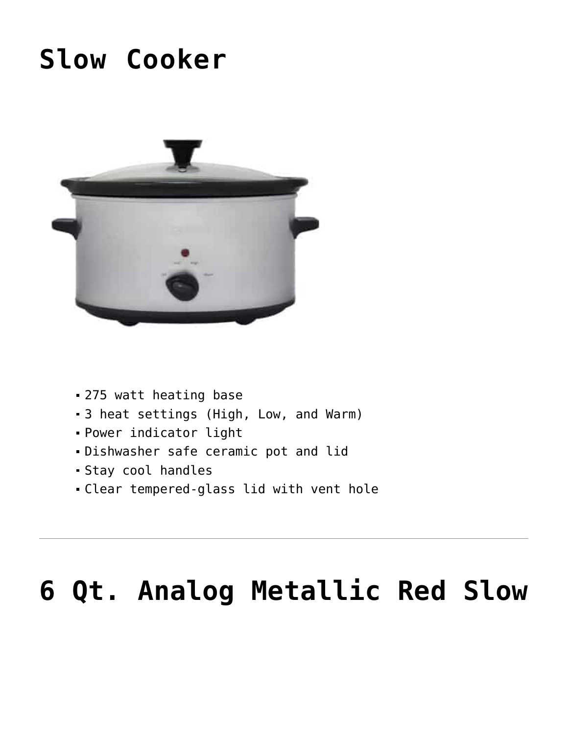# Slow Cooker

- 275 watt heating base
- 3 heat settings (High, Low, and Warm)
- Power indicator light
- Dishwasher safe ceramic pot and lid
- Stay cool handles
- Clear tempered-glass lid with vent hole

---

# 6 Qt. Analog Metallic Red Slow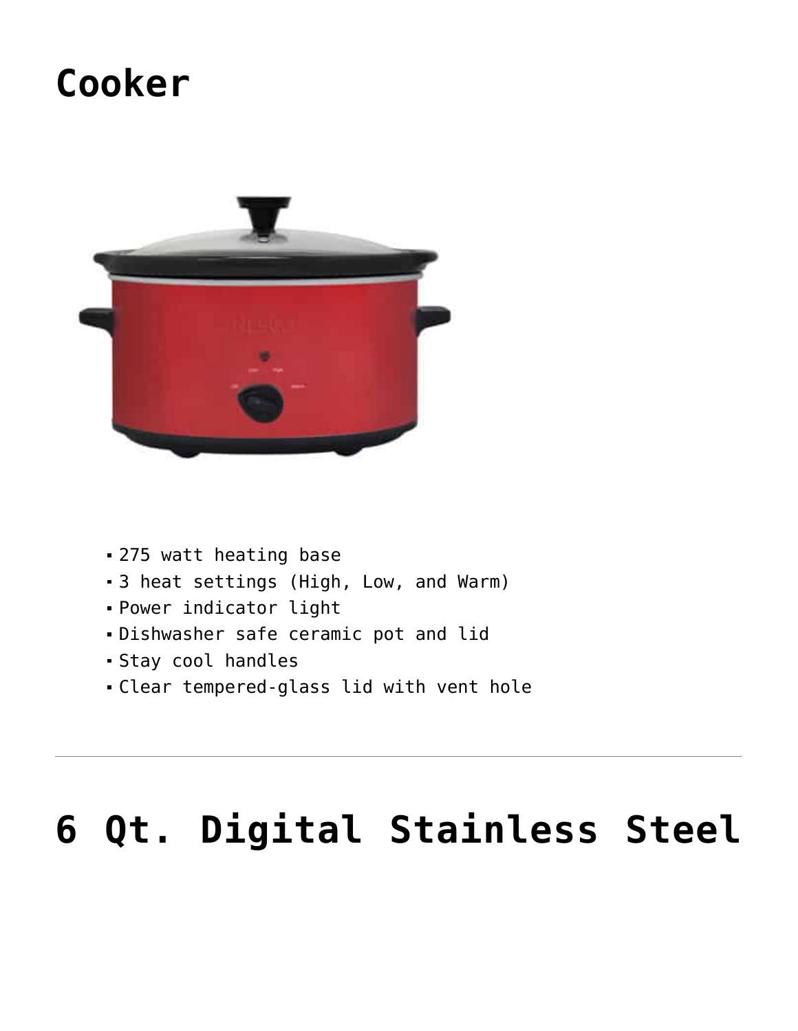# Cooker

- 275 watt heating base
- 3 heat settings (High, Low, and Warm)
- Power indicator light
- Dishwasher safe ceramic pot and lid
- Stay cool handles
- Clear tempered-glass lid with vent hole

---

# 6 Qt. Digital Stainless Steel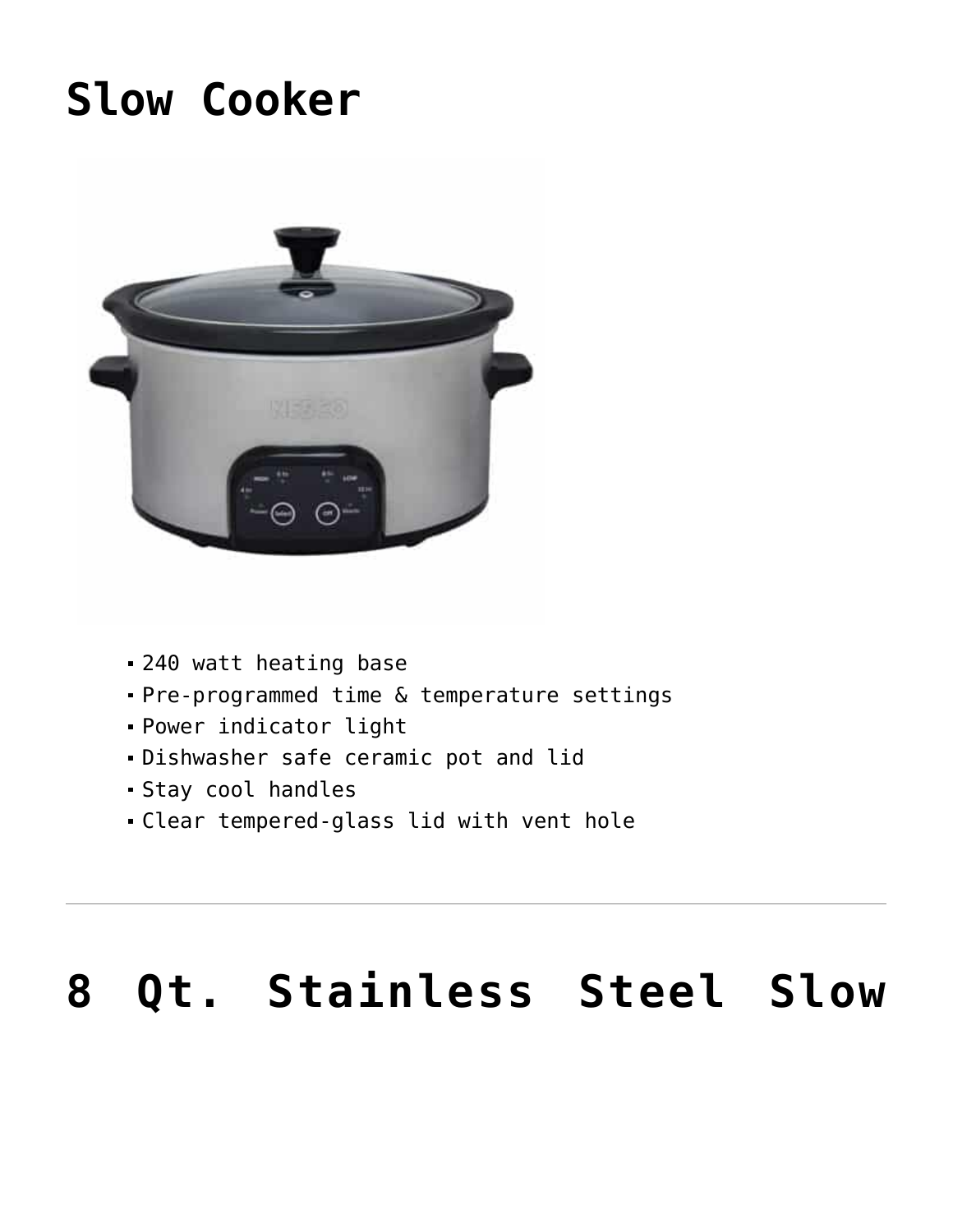# Slow Cooker

- 240 watt heating base
- Pre-programmed time & temperature settings
- Power indicator light
- Dishwasher safe ceramic pot and lid
- Stay cool handles
- Clear tempered-glass lid with vent hole

---

# 8 Qt. Stainless Steel Slow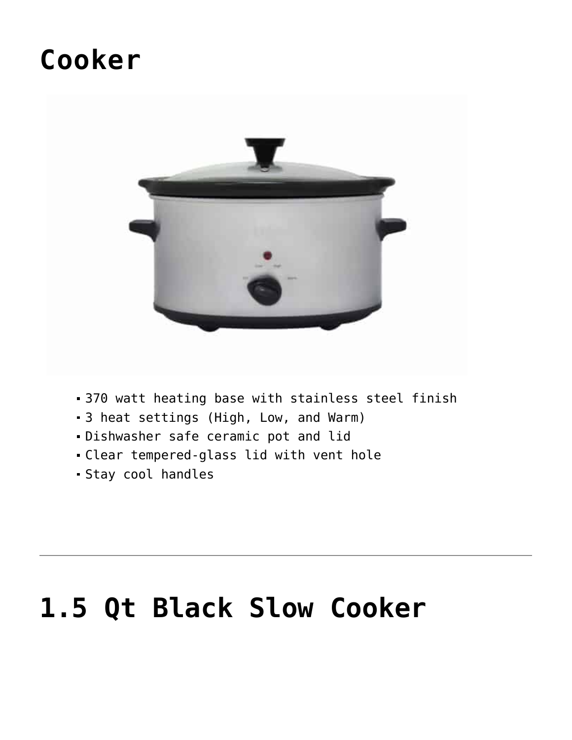# Cooker

- 370 watt heating base with stainless steel finish
- 3 heat settings (High, Low, and Warm)
- Dishwasher safe ceramic pot and lid
- Clear tempered-glass lid with vent hole
- Stay cool handles

---

# 1.5 Qt Black Slow Cooker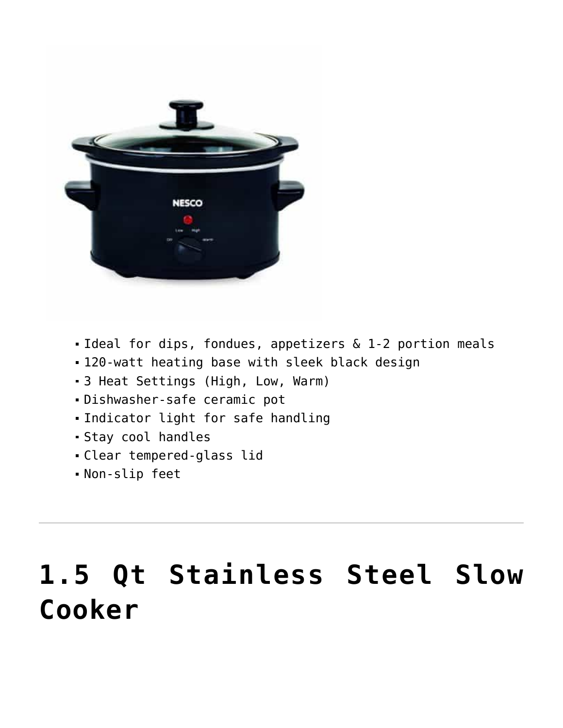- Ideal for dips, fondues, appetizers & 1-2 portion meals
- 120-watt heating base with sleek black design
- 3 Heat Settings (High, Low, Warm)
- Dishwasher-safe ceramic pot
- Indicator light for safe handling
- Stay cool handles
- Clear tempered-glass lid
- Non-slip feet

---

# 1.5 Qt Stainless Steel Slow Cooker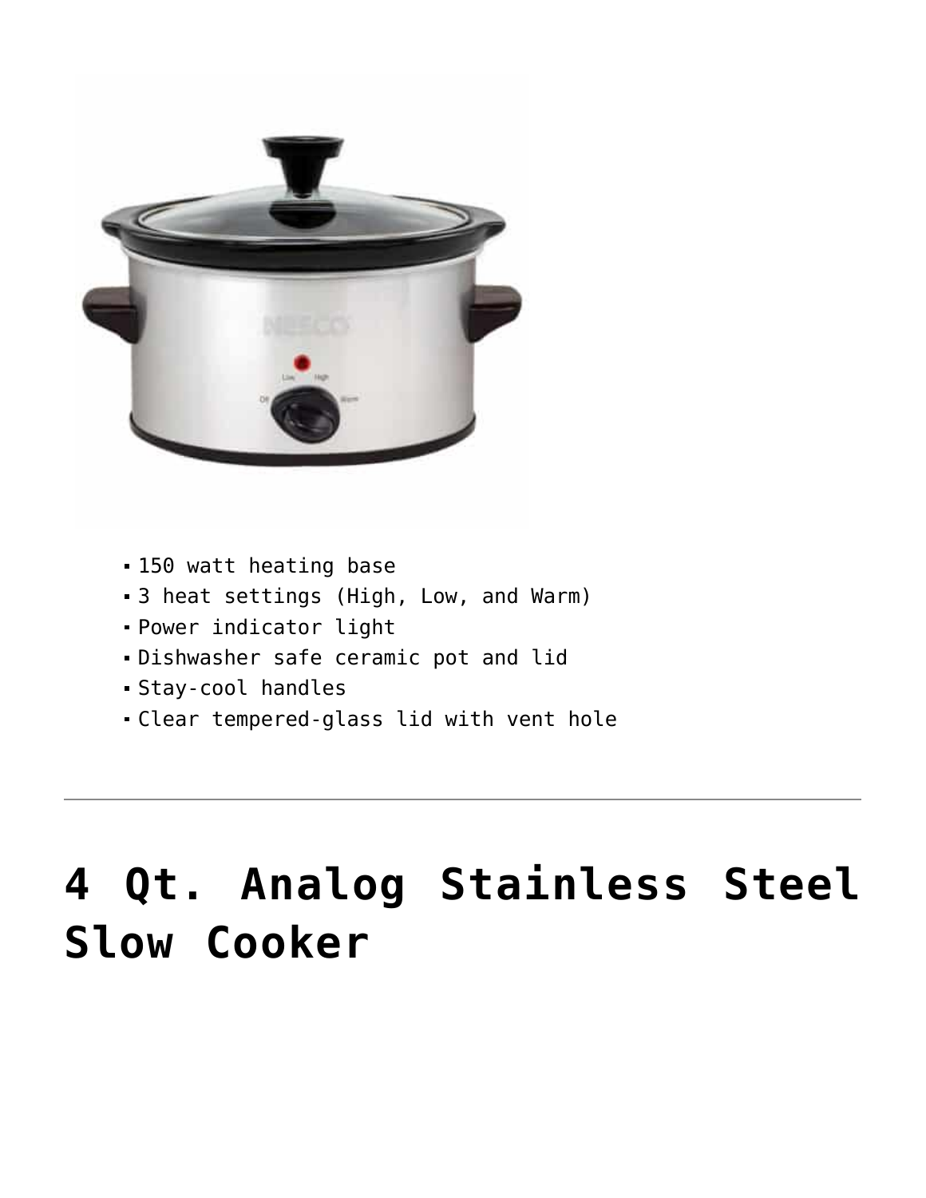- 150 watt heating base
- 3 heat settings (High, Low, and Warm)
- Power indicator light
- Dishwasher safe ceramic pot and lid
- Stay-cool handles
- Clear tempered-glass lid with vent hole

---

# 4 Qt. Analog Stainless Steel Slow Cooker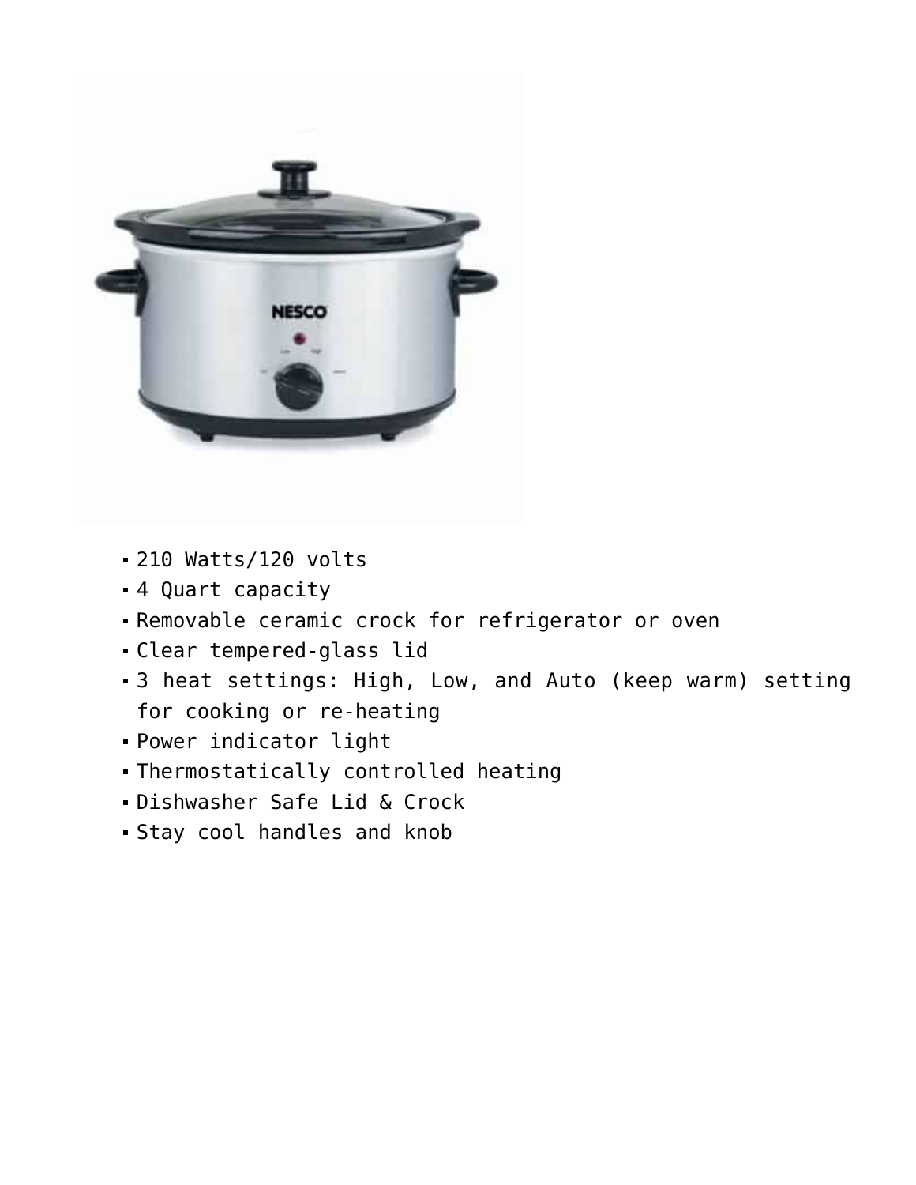- 210 Watts/120 volts
- 4 Quart capacity
- Removable ceramic crock for refrigerator or oven
- Clear tempered-glass lid
- 3 heat settings: High, Low, and Auto (keep warm) setting for cooking or re-heating
- Power indicator light
- Thermostatically controlled heating
- Dishwasher Safe Lid & Crock
- Stay cool handles and knob